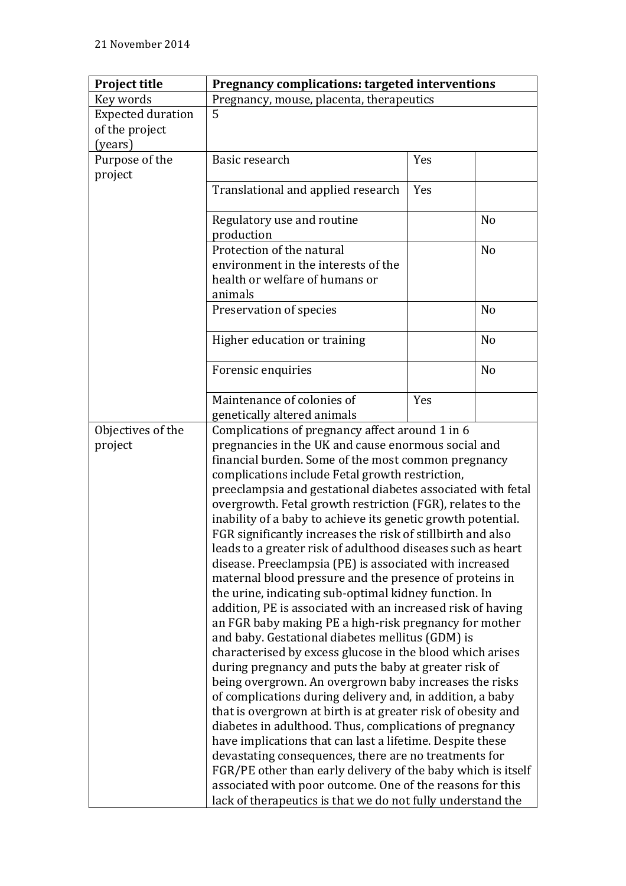21 November 2014

| Project title | Pregnancy complications: targeted interventions | | |
|---|---|---|---|
| Key words | Pregnancy, mouse, placenta, therapeutics | | |
| Expected duration of the project (years) | 5 | | |
| Purpose of the project | Basic research | Yes | |
| | Translational and applied research | Yes | |
| | Regulatory use and routine production | | No |
| | Protection of the natural environment in the interests of the health or welfare of humans or animals | | No |
| | Preservation of species | | No |
| | Higher education or training | | No |
| | Forensic enquiries | | No |
| | Maintenance of colonies of genetically altered animals | Yes | |
| Objectives of the project | Complications of pregnancy affect around 1 in 6 pregnancies in the UK and cause enormous social and financial burden. Some of the most common pregnancy complications include Fetal growth restriction, preeclampsia and gestational diabetes associated with fetal overgrowth. Fetal growth restriction (FGR), relates to the inability of a baby to achieve its genetic growth potential. FGR significantly increases the risk of stillbirth and also leads to a greater risk of adulthood diseases such as heart disease. Preeclampsia (PE) is associated with increased maternal blood pressure and the presence of proteins in the urine, indicating sub-optimal kidney function. In addition, PE is associated with an increased risk of having an FGR baby making PE a high-risk pregnancy for mother and baby. Gestational diabetes mellitus (GDM) is characterised by excess glucose in the blood which arises during pregnancy and puts the baby at greater risk of being overgrown. An overgrown baby increases the risks of complications during delivery and, in addition, a baby that is overgrown at birth is at greater risk of obesity and diabetes in adulthood. Thus, complications of pregnancy have implications that can last a lifetime. Despite these devastating consequences, there are no treatments for FGR/PE other than early delivery of the baby which is itself associated with poor outcome. One of the reasons for this lack of therapeutics is that we do not fully understand the | | |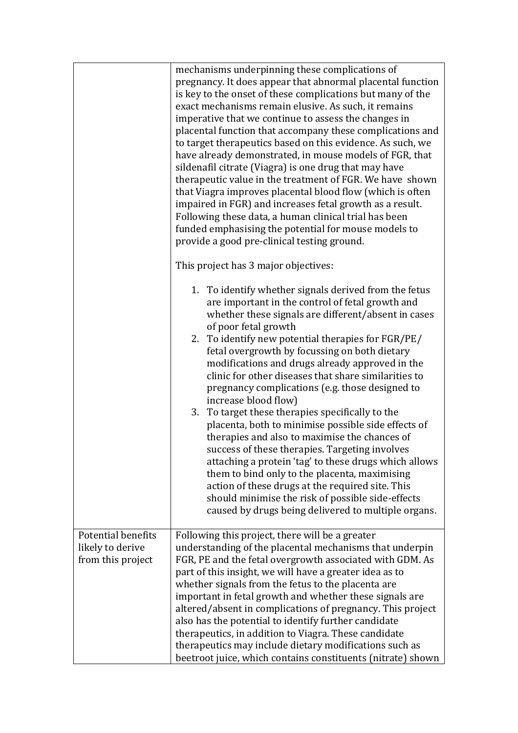| | |
|---|---|
| | mechanisms underpinning these complications of pregnancy. It does appear that abnormal placental function is key to the onset of these complications but many of the exact mechanisms remain elusive. As such, it remains imperative that we continue to assess the changes in placental function that accompany these complications and to target therapeutics based on this evidence. As such, we have already demonstrated, in mouse models of FGR, that sildenafil citrate (Viagra) is one drug that may have therapeutic value in the treatment of FGR. We have shown that Viagra improves placental blood flow (which is often impaired in FGR) and increases fetal growth as a result. Following these data, a human clinical trial has been funded emphasising the potential for mouse models to provide a good pre-clinical testing ground.<br><br>This project has 3 major objectives:<br><br>1. To identify whether signals derived from the fetus are important in the control of fetal growth and whether these signals are different/absent in cases of poor fetal growth<br>2. To identify new potential therapies for FGR/PE/ fetal overgrowth by focussing on both dietary modifications and drugs already approved in the clinic for other diseases that share similarities to pregnancy complications (e.g. those designed to increase blood flow)<br>3. To target these therapies specifically to the placenta, both to minimise possible side effects of therapies and also to maximise the chances of success of these therapies. Targeting involves attaching a protein 'tag' to these drugs which allows them to bind only to the placenta, maximising action of these drugs at the required site. This should minimise the risk of possible side-effects caused by drugs being delivered to multiple organs. |
| Potential benefits likely to derive from this project | Following this project, there will be a greater understanding of the placental mechanisms that underpin FGR, PE and the fetal overgrowth associated with GDM. As part of this insight, we will have a greater idea as to whether signals from the fetus to the placenta are important in fetal growth and whether these signals are altered/absent in complications of pregnancy. This project also has the potential to identify further candidate therapeutics, in addition to Viagra. These candidate therapeutics may include dietary modifications such as beetroot juice, which contains constituents (nitrate) shown |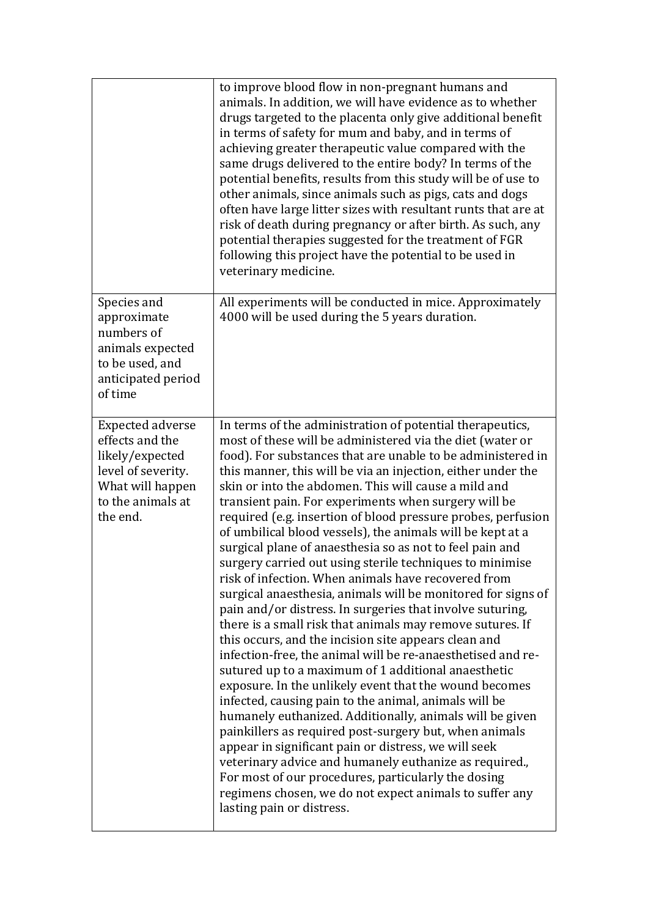| | |
|---|---|
| | to improve blood flow in non-pregnant humans and animals. In addition, we will have evidence as to whether drugs targeted to the placenta only give additional benefit in terms of safety for mum and baby, and in terms of achieving greater therapeutic value compared with the same drugs delivered to the entire body? In terms of the potential benefits, results from this study will be of use to other animals, since animals such as pigs, cats and dogs often have large litter sizes with resultant runts that are at risk of death during pregnancy or after birth. As such, any potential therapies suggested for the treatment of FGR following this project have the potential to be used in veterinary medicine. |
| Species and approximate numbers of animals expected to be used, and anticipated period of time | All experiments will be conducted in mice. Approximately 4000 will be used during the 5 years duration. |
| Expected adverse effects and the likely/expected level of severity. What will happen to the animals at the end. | In terms of the administration of potential therapeutics, most of these will be administered via the diet (water or food). For substances that are unable to be administered in this manner, this will be via an injection, either under the skin or into the abdomen. This will cause a mild and transient pain. For experiments when surgery will be required (e.g. insertion of blood pressure probes, perfusion of umbilical blood vessels), the animals will be kept at a surgical plane of anaesthesia so as not to feel pain and surgery carried out using sterile techniques to minimise risk of infection. When animals have recovered from surgical anaesthesia, animals will be monitored for signs of pain and/or distress. In surgeries that involve suturing, there is a small risk that animals may remove sutures. If this occurs, and the incision site appears clean and infection-free, the animal will be re-anaesthetised and re-sutured up to a maximum of 1 additional anaesthetic exposure. In the unlikely event that the wound becomes infected, causing pain to the animal, animals will be humanely euthanized. Additionally, animals will be given painkillers as required post-surgery but, when animals appear in significant pain or distress, we will seek veterinary advice and humanely euthanize as required., For most of our procedures, particularly the dosing regimens chosen, we do not expect animals to suffer any lasting pain or distress. |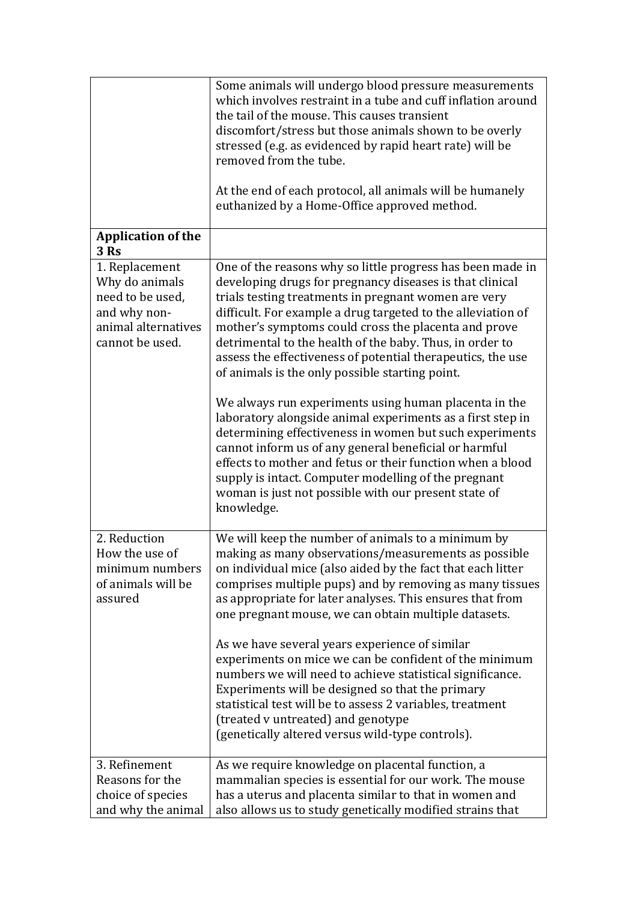| | |
|---|---|
| | Some animals will undergo blood pressure measurements which involves restraint in a tube and cuff inflation around the tail of the mouse. This causes transient discomfort/stress but those animals shown to be overly stressed (e.g. as evidenced by rapid heart rate) will be removed from the tube.<br><br>At the end of each protocol, all animals will be humanely euthanized by a Home-Office approved method. |
| **Application of the 3 Rs** | |
| 1. Replacement<br>Why do animals need to be used, and why non-animal alternatives cannot be used. | One of the reasons why so little progress has been made in developing drugs for pregnancy diseases is that clinical trials testing treatments in pregnant women are very difficult. For example a drug targeted to the alleviation of mother's symptoms could cross the placenta and prove detrimental to the health of the baby. Thus, in order to assess the effectiveness of potential therapeutics, the use of animals is the only possible starting point.<br><br>We always run experiments using human placenta in the laboratory alongside animal experiments as a first step in determining effectiveness in women but such experiments cannot inform us of any general beneficial or harmful effects to mother and fetus or their function when a blood supply is intact. Computer modelling of the pregnant woman is just not possible with our present state of knowledge. |
| 2. Reduction<br>How the use of minimum numbers of animals will be assured | We will keep the number of animals to a minimum by making as many observations/measurements as possible on individual mice (also aided by the fact that each litter comprises multiple pups) and by removing as many tissues as appropriate for later analyses. This ensures that from one pregnant mouse, we can obtain multiple datasets.<br><br>As we have several years experience of similar experiments on mice we can be confident of the minimum numbers we will need to achieve statistical significance. Experiments will be designed so that the primary statistical test will be to assess 2 variables, treatment (treated v untreated) and genotype<br>(genetically altered versus wild-type controls). |
| 3. Refinement<br>Reasons for the choice of species and why the animal | As we require knowledge on placental function, a mammalian species is essential for our work. The mouse has a uterus and placenta similar to that in women and also allows us to study genetically modified strains that |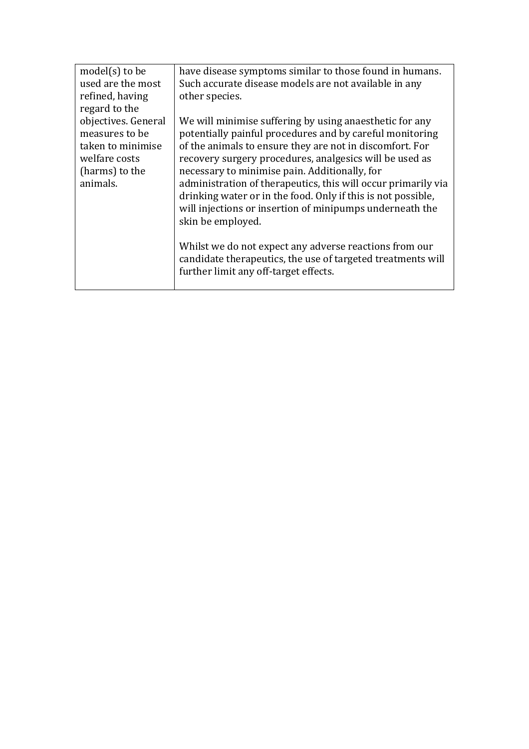| | |
|---|---|
| model(s) to be used are the most refined, having regard to the objectives. General measures to be taken to minimise welfare costs (harms) to the animals. | have disease symptoms similar to those found in humans. Such accurate disease models are not available in any other species.<br><br>We will minimise suffering by using anaesthetic for any potentially painful procedures and by careful monitoring of the animals to ensure they are not in discomfort. For recovery surgery procedures, analgesics will be used as necessary to minimise pain. Additionally, for administration of therapeutics, this will occur primarily via drinking water or in the food. Only if this is not possible, will injections or insertion of minipumps underneath the skin be employed.<br><br>Whilst we do not expect any adverse reactions from our candidate therapeutics, the use of targeted treatments will further limit any off-target effects. |